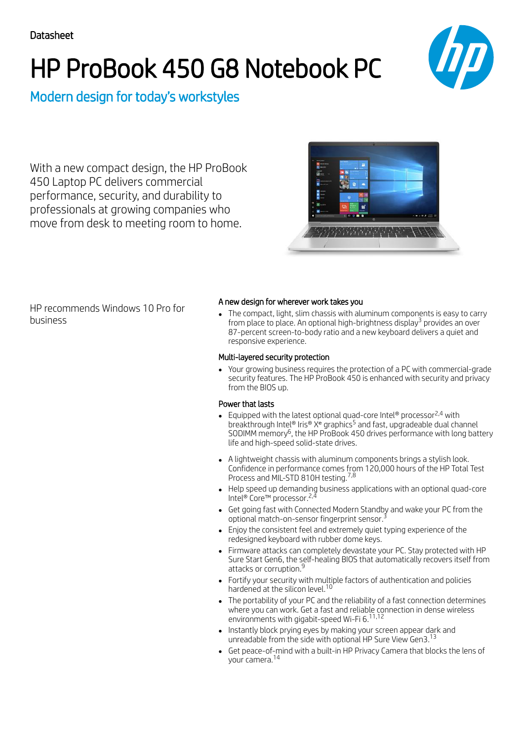Datasheet

# HP ProBook 450 G8 Notebook PC

## Modern design for today's workstyles

With a new compact design, the HP ProBook 450 Laptop PC delivers commercial performance, security, and durability to professionals at growing companies who move from desk to meeting room to home.

HP recommends Windows 10 Pro for business

### A new design for wherever work takes you

- The compact, light, slim chassis with aluminum components is easy to carry from place to place. An optional high-brightness display[3] provides an over 87-percent screen-to-body ratio and a new keyboard delivers a quiet and responsive experience.

### Multi-layered security protection

- Your growing business requires the protection of a PC with commercial-grade security features. The HP ProBook 450 is enhanced with security and privacy from the BIOS up.

### Power that lasts

- Equipped with the latest optional quad-core Intel® processor[2,4] with breakthrough Intel® Iris® Xᵉ graphics[5] and fast, upgradeable dual channel SODIMM memory[6], the HP ProBook 450 drives performance with long battery life and high-speed solid-state drives.

- A lightweight chassis with aluminum components brings a stylish look. Confidence in performance comes from 120,000 hours of the HP Total Test Process and MIL-STD 810H testing.[7,8]
- Help speed up demanding business applications with an optional quad-core Intel® Core™ processor.[2,4]
- Get going fast with Connected Modern Standby and wake your PC from the optional match-on-sensor fingerprint sensor.[3]
- Enjoy the consistent feel and extremely quiet typing experience of the redesigned keyboard with rubber dome keys.
- Firmware attacks can completely devastate your PC. Stay protected with HP Sure Start Gen6, the self-healing BIOS that automatically recovers itself from attacks or corruption.[9]
- Fortify your security with multiple factors of authentication and policies hardened at the silicon level.[10]
- The portability of your PC and the reliability of a fast connection determines where you can work. Get a fast and reliable connection in dense wireless environments with gigabit-speed Wi-Fi 6.[11,12]
- Instantly block prying eyes by making your screen appear dark and unreadable from the side with optional HP Sure View Gen3.[13]
- Get peace-of-mind with a built-in HP Privacy Camera that blocks the lens of your camera.[14]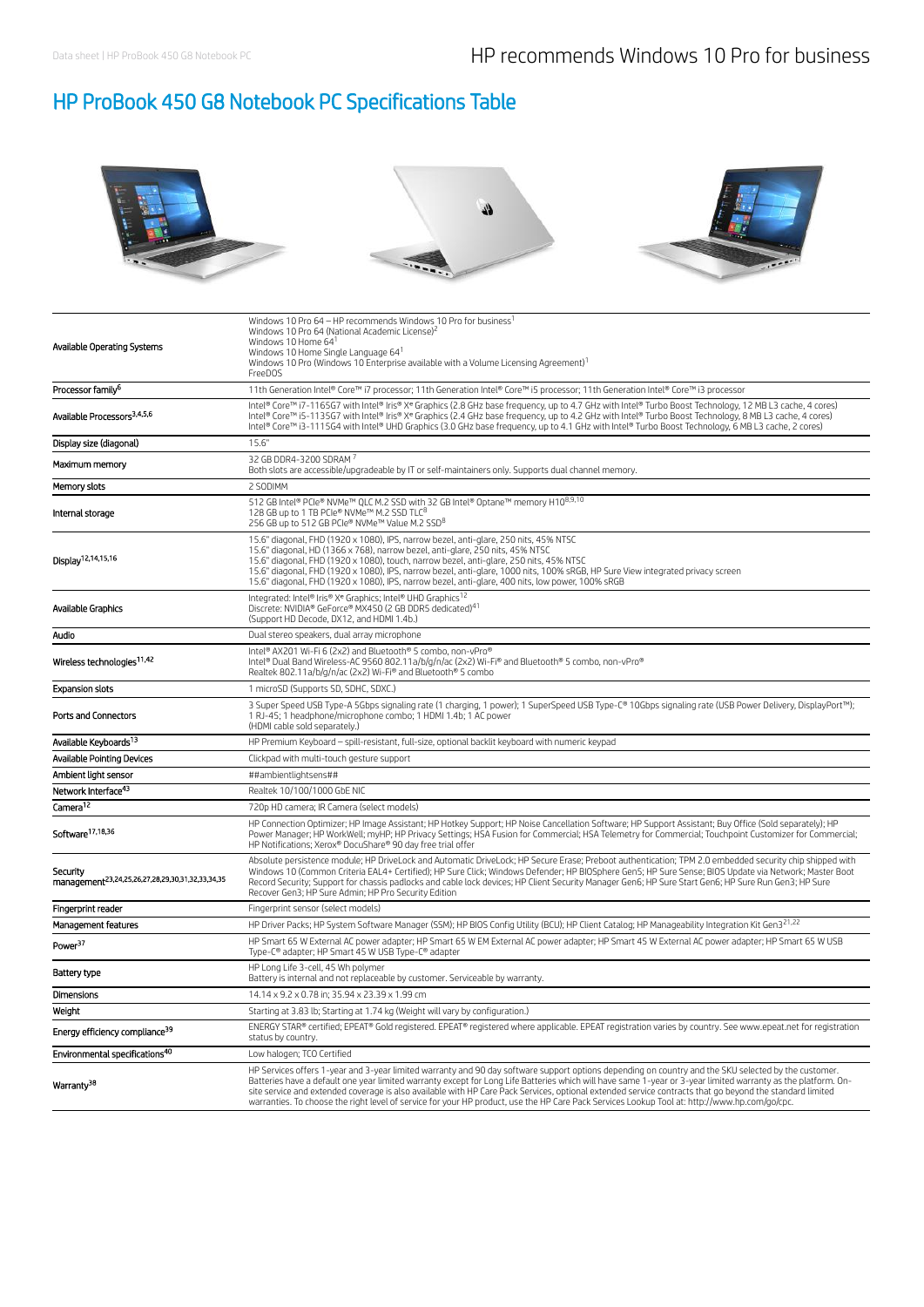# HP ProBook 450 G8 Notebook PC Specifications Table

| | |
|---|---|
| Available Operating Systems | Windows 10 Pro 64 – HP recommends Windows 10 Pro for business[1]<br>Windows 10 Pro 64 (National Academic License)[2]<br>Windows 10 Home 64[1]<br>Windows 10 Home Single Language 64[1]<br>Windows 10 Pro (Windows 10 Enterprise available with a Volume Licensing Agreement)[1]<br>FreeDOS |
| Processor family[6] | 11th Generation Intel® Core™ i7 processor; 11th Generation Intel® Core™ i5 processor; 11th Generation Intel® Core™ i3 processor |
| Available Processors[3,4,5,6] | Intel® Core™ i7-1165G7 with Intel® Iris® Xᵉ Graphics (2.8 GHz base frequency, up to 4.7 GHz with Intel® Turbo Boost Technology, 12 MB L3 cache, 4 cores)<br>Intel® Core™ i5-1135G7 with Intel® Iris® Xᵉ Graphics (2.4 GHz base frequency, up to 4.2 GHz with Intel® Turbo Boost Technology, 8 MB L3 cache, 4 cores)<br>Intel® Core™ i3-1115G4 with Intel® UHD Graphics (3.0 GHz base frequency, up to 4.1 GHz with Intel® Turbo Boost Technology, 6 MB L3 cache, 2 cores) |
| Display size (diagonal) | 15.6" |
| Maximum memory | 32 GB DDR4-3200 SDRAM [7]<br>Both slots are accessible/upgradeable by IT or self-maintainers only. Supports dual channel memory. |
| Memory slots | 2 SODIMM |
| Internal storage | 512 GB Intel® PCIe® NVMe™ QLC M.2 SSD with 32 GB Intel® Optane™ memory H10[8,9,10]<br>128 GB up to 1 TB PCIe® NVMe™ M.2 SSD TLC[8]<br>256 GB up to 512 GB PCIe® NVMe™ Value M.2 SSD[8] |
| Display[12,14,15,16] | 15.6" diagonal, FHD (1920 x 1080), IPS, narrow bezel, anti-glare, 250 nits, 45% NTSC<br>15.6" diagonal, HD (1366 x 768), narrow bezel, anti-glare, 250 nits, 45% NTSC<br>15.6" diagonal, FHD (1920 x 1080), touch, narrow bezel, anti-glare, 250 nits, 45% NTSC<br>15.6" diagonal, FHD (1920 x 1080), IPS, narrow bezel, anti-glare, 1000 nits, 100% sRGB, HP Sure View integrated privacy screen<br>15.6" diagonal, FHD (1920 x 1080), IPS, narrow bezel, anti-glare, 400 nits, low power, 100% sRGB |
| Available Graphics | Integrated: Intel® Iris® Xᵉ Graphics; Intel® UHD Graphics[12]<br>Discrete: NVIDIA® GeForce® MX450 (2 GB DDR5 dedicated)[41]<br>(Support HD Decode, DX12, and HDMI 1.4b.) |
| Audio | Dual stereo speakers, dual array microphone |
| Wireless technologies[11,42] | Intel® AX201 Wi-Fi 6 (2x2) and Bluetooth® 5 combo, non-vPro®<br>Intel® Dual Band Wireless-AC 9560 802.11a/b/g/n/ac (2x2) Wi-Fi® and Bluetooth® 5 combo, non-vPro®<br>Realtek 802.11a/b/g/n/ac (2x2) Wi-Fi® and Bluetooth® 5 combo |
| Expansion slots | 1 microSD (Supports SD, SDHC, SDXC.) |
| Ports and Connectors | 3 Super Speed USB Type-A 5Gbps signaling rate (1 charging, 1 power); 1 SuperSpeed USB Type-C® 10Gbps signaling rate (USB Power Delivery, DisplayPort™);<br>1 RJ-45; 1 headphone/microphone combo; 1 HDMI 1.4b; 1 AC power<br>(HDMI cable sold separately.) |
| Available Keyboards[13] | HP Premium Keyboard – spill-resistant, full-size, optional backlit keyboard with numeric keypad |
| Available Pointing Devices | Clickpad with multi-touch gesture support |
| Ambient light sensor | ##ambientlightsens## |
| Network Interface[43] | Realtek 10/100/1000 GbE NIC |
| Camera[12] | 720p HD camera; IR Camera (select models) |
| Software[17,18,36] | HP Connection Optimizer; HP Image Assistant; HP Hotkey Support; HP Noise Cancellation Software; HP Support Assistant; Buy Office (Sold separately); HP Power Manager; HP WorkWell; myHP; HP Privacy Settings; HSA Fusion for Commercial; HSA Telemetry for Commercial; Touchpoint Customizer for Commercial; HP Notifications; Xerox® DocuShare® 90 day free trial offer |
| Security management[23,24,25,26,27,28,29,30,31,32,33,34,35] | Absolute persistence module; HP DriveLock and Automatic DriveLock; HP Secure Erase; Preboot authentication; TPM 2.0 embedded security chip shipped with Windows 10 (Common Criteria EAL4+ Certified); HP Sure Click; Windows Defender; HP BIOSphere Gen5; HP Sure Sense; BIOS Update via Network; Master Boot Record Security; Support for chassis padlocks and cable lock devices; HP Client Security Manager Gen6; HP Sure Start Gen6; HP Sure Run Gen3; HP Sure Recover Gen3; HP Sure Admin; HP Pro Security Edition |
| Fingerprint reader | Fingerprint sensor (select models) |
| Management features | HP Driver Packs; HP System Software Manager (SSM); HP BIOS Config Utility (BCU); HP Client Catalog; HP Manageability Integration Kit Gen3[21,22] |
| Power[37] | HP Smart 65 W External AC power adapter; HP Smart 65 W EM External AC power adapter; HP Smart 45 W External AC power adapter; HP Smart 65 W USB Type-C® adapter; HP Smart 45 W USB Type-C® adapter |
| Battery type | HP Long Life 3-cell, 45 Wh polymer<br>Battery is internal and not replaceable by customer. Serviceable by warranty. |
| Dimensions | 14.14 x 9.2 x 0.78 in; 35.94 x 23.39 x 1.99 cm |
| Weight | Starting at 3.83 lb; Starting at 1.74 kg (Weight will vary by configuration.) |
| Energy efficiency compliance[39] | ENERGY STAR® certified; EPEAT® Gold registered. EPEAT® registered where applicable. EPEAT registration varies by country. See www.epeat.net for registration status by country. |
| Environmental specifications[40] | Low halogen; TCO Certified |
| Warranty[38] | HP Services offers 1-year and 3-year limited warranty and 90 day software support options depending on country and the SKU selected by the customer. Batteries have a default one year limited warranty except for Long Life Batteries which will have same 1-year or 3-year limited warranty as the platform. On-site service and extended coverage is also available with HP Care Pack Services, optional extended service contracts that go beyond the standard limited warranties. To choose the right level of service for your HP product, use the HP Care Pack Services Lookup Tool at: http://www.hp.com/go/cpc. |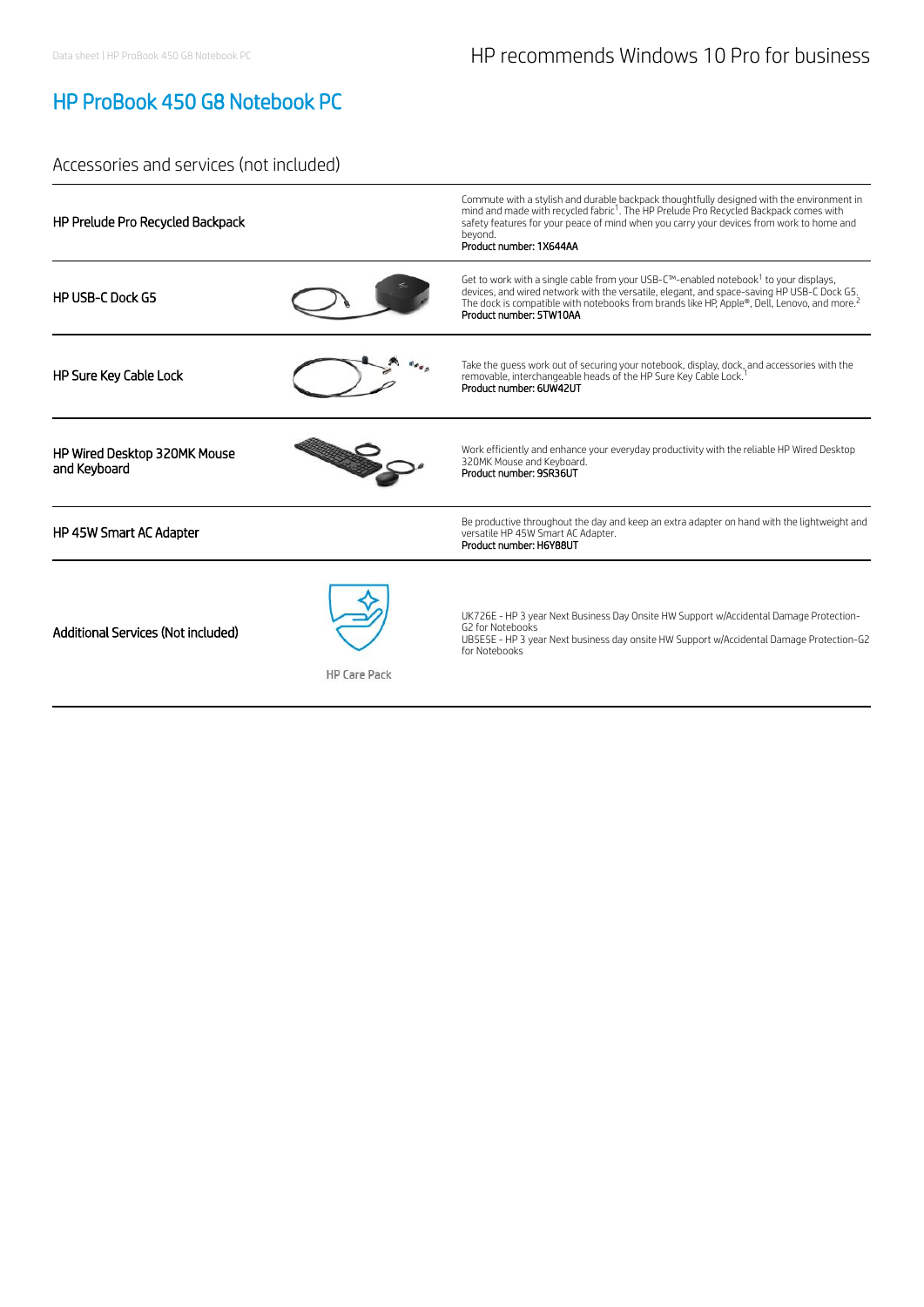# HP ProBook 450 G8 Notebook PC

HP recommends Windows 10 Pro for business

## Accessories and services (not included)

| | |
|---|---|
| **HP Prelude Pro Recycled Backpack** | Commute with a stylish and durable backpack thoughtfully designed with the environment in mind and made with recycled fabric[1]. The HP Prelude Pro Recycled Backpack comes with safety features for your peace of mind when you carry your devices from work to home and beyond.<br>Product number: 1X644AA |
| **HP USB-C Dock G5** | Get to work with a single cable from your USB-C™-enabled notebook[1] to your displays, devices, and wired network with the versatile, elegant, and space-saving HP USB-C Dock G5. The dock is compatible with notebooks from brands like HP, Apple®, Dell, Lenovo, and more.[2]<br>Product number: 5TW10AA |
| **HP Sure Key Cable Lock** | Take the guess work out of securing your notebook, display, dock, and accessories with the removable, interchangeable heads of the HP Sure Key Cable Lock.[1]<br>Product number: 6UW42UT |
| **HP Wired Desktop 320MK Mouse and Keyboard** | Work efficiently and enhance your everyday productivity with the reliable HP Wired Desktop 320MK Mouse and Keyboard.<br>Product number: 9SR36UT |
| **HP 45W Smart AC Adapter** | Be productive throughout the day and keep an extra adapter on hand with the lightweight and versatile HP 45W Smart AC Adapter.<br>Product number: H6Y88UT |
| **Additional Services (Not included)**<br>HP Care Pack | UK726E - HP 3 year Next Business Day Onsite HW Support w/Accidental Damage Protection-G2 for Notebooks<br>UB5E5E - HP 3 year Next business day onsite HW Support w/Accidental Damage Protection-G2 for Notebooks |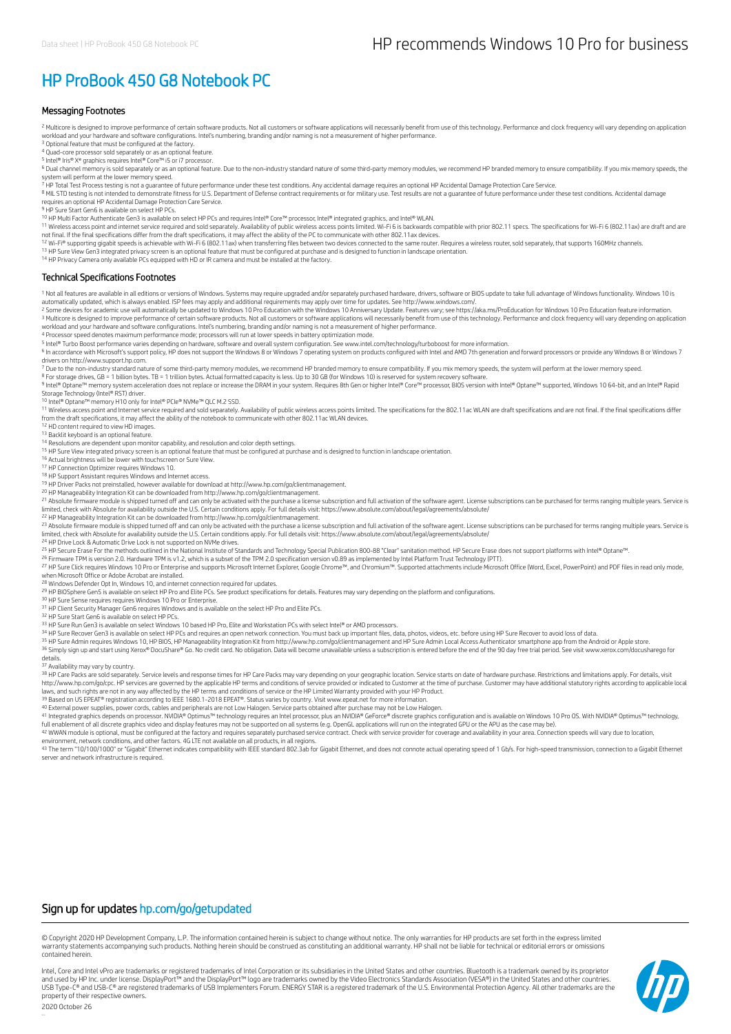# HP ProBook 450 G8 Notebook PC

## Messaging Footnotes

[2] Multicore is designed to improve performance of certain software products. Not all customers or software applications will necessarily benefit from use of this technology. Performance and clock frequency will vary depending on application workload and your hardware and software configurations. Intel's numbering, branding and/or naming is not a measurement of higher performance.
[3] Optional feature that must be configured at the factory.
[4] Quad-core processor sold separately or as an optional feature.
[5] Intel® Iris® Xᵉ graphics requires Intel® Core™ i5 or i7 processor.
[6] Dual channel memory is sold separately or as an optional feature. Due to the non-industry standard nature of some third-party memory modules, we recommend HP branded memory to ensure compatibility. If you mix memory speeds, the system will perform at the lower memory speed.
[7] HP Total Test Process testing is not a guarantee of future performance under these test conditions. Any accidental damage requires an optional HP Accidental Damage Protection Care Service.
[8] MIL STD testing is not intended to demonstrate fitness for U.S. Department of Defense contract requirements or for military use. Test results are not a guarantee of future performance under these test conditions. Accidental damage requires an optional HP Accidental Damage Protection Care Service.
[9] HP Sure Start Gen6 is available on select HP PCs.
[10] HP Multi Factor Authenticate Gen3 is available on select HP PCs and requires Intel® Core™ processor, Intel® integrated graphics, and Intel® WLAN.
[11] Wireless access point and internet service required and sold separately. Availability of public wireless access points limited. Wi-Fi 6 is backwards compatible with prior 802.11 specs. The specifications for Wi-Fi 6 (802.11ax) are draft and are not final. If the final specifications differ from the draft specifications, it may affect the ability of the PC to communicate with other 802.11ax devices.
[12] Wi-Fi® supporting gigabit speeds is achievable with Wi-Fi 6 (802.11ax) when transferring files between two devices connected to the same router. Requires a wireless router, sold separately, that supports 160MHz channels.
[13] HP Sure View Gen3 integrated privacy screen is an optional feature that must be configured at purchase and is designed to function in landscape orientation.
[14] HP Privacy Camera only available PCs equipped with HD or IR camera and must be installed at the factory.

## Technical Specifications Footnotes

[1] Not all features are available in all editions or versions of Windows. Systems may require upgraded and/or separately purchased hardware, drivers, software or BIOS update to take full advantage of Windows functionality. Windows 10 is automatically updated, which is always enabled. ISP fees may apply and additional requirements may apply over time for updates. See http://www.windows.com/.
[2] Some devices for academic use will automatically be updated to Windows 10 Pro Education with the Windows 10 Anniversary Update. Features vary; see https://aka.ms/ProEducation for Windows 10 Pro Education feature information.
[3] Multicore is designed to improve performance of certain software products. Not all customers or software applications will necessarily benefit from use of this technology. Performance and clock frequency will vary depending on application workload and your hardware and software configurations. Intel's numbering, branding and/or naming is not a measurement of higher performance.
[4] Processor speed denotes maximum performance mode; processors will run at lower speeds in battery optimization mode.
[5] Intel® Turbo Boost performance varies depending on hardware, software and overall system configuration. See www.intel.com/technology/turboboost for more information.
[6] In accordance with Microsoft's support policy, HP does not support the Windows 8 or Windows 7 operating system on products configured with Intel and AMD 7th generation and forward processors or provide any Windows 8 or Windows 7 drivers on http://www.support.hp.com.
[7] Due to the non-industry standard nature of some third-party memory modules, we recommend HP branded memory to ensure compatibility. If you mix memory speeds, the system will perform at the lower memory speed.
[8] For storage drives, GB = 1 billion bytes. TB = 1 trillion bytes. Actual formatted capacity is less. Up to 30 GB (for Windows 10) is reserved for system recovery software.
[9] Intel® Optane™ memory system acceleration does not replace or increase the DRAM in your system. Requires 8th Gen or higher Intel® Core™ processor, BIOS version with Intel® Optane™ supported, Windows 10 64-bit, and an Intel® Rapid Storage Technology (Intel® RST) driver.
[10] Intel® Optane™ memory H10 only for Intel® PCIe® NVMe™ QLC M.2 SSD.
[11] Wireless access point and Internet service required and sold separately. Availability of public wireless access points limited. The specifications for the 802.11ac WLAN are draft specifications and are not final. If the final specifications differ from the draft specifications, it may affect the ability of the notebook to communicate with other 802.11ac WLAN devices.
[12] HD content required to view HD images.
[13] Backlit keyboard is an optional feature.
[14] Resolutions are dependent upon monitor capability, and resolution and color depth settings.
[15] HP Sure View integrated privacy screen is an optional feature that must be configured at purchase and is designed to function in landscape orientation.
[16] Actual brightness will be lower with touchscreen or Sure View.
[17] HP Connection Optimizer requires Windows 10.
[18] HP Support Assistant requires Windows and Internet access.
[19] HP Driver Packs not preinstalled, however available for download at http://www.hp.com/go/clientmanagement.
[20] HP Manageability Integration Kit can be downloaded from http://www.hp.com/go/clientmanagement.
[21] Absolute firmware module is shipped turned off and can only be activated with the purchase a license subscription and full activation of the software agent. License subscriptions can be purchased for terms ranging multiple years. Service is limited, check with Absolute for availability outside the U.S. Certain conditions apply. For full details visit: https://www.absolute.com/about/legal/agreements/absolute/
[22] HP Manageability Integration Kit can be downloaded from http://www.hp.com/go/clientmanagement.
[23] Absolute firmware module is shipped turned off and can only be activated with the purchase a license subscription and full activation of the software agent. License subscriptions can be purchased for terms ranging multiple years. Service is limited, check with Absolute for availability outside the U.S. Certain conditions apply. For full details visit: https://www.absolute.com/about/legal/agreements/absolute/
[24] HP Drive Lock & Automatic Drive Lock is not supported on NVMe drives.
[25] HP Secure Erase For the methods outlined in the National Institute of Standards and Technology Special Publication 800-88 "Clear" sanitation method. HP Secure Erase does not support platforms with Intel® Optane™.
[26] Firmware TPM is version 2.0. Hardware TPM is v1.2, which is a subset of the TPM 2.0 specification version v0.89 as implemented by Intel Platform Trust Technology (PTT).
[27] HP Sure Click requires Windows 10 Pro or Enterprise and supports Microsoft Internet Explorer, Google Chrome™, and Chromium™. Supported attachments include Microsoft Office (Word, Excel, PowerPoint) and PDF files in read only mode, when Microsoft Office or Adobe Acrobat are installed.
[28] Windows Defender Opt In, Windows 10, and internet connection required for updates.
[29] HP BIOSphere Gen5 is available on select HP Pro and Elite PCs. See product specifications for details. Features may vary depending on the platform and configurations.
[30] HP Sure Sense requires requires Windows 10 Pro or Enterprise.
[31] HP Client Security Manager Gen6 requires Windows and is available on the select HP Pro and Elite PCs.
[32] HP Sure Start Gen6 is available on select HP PCs.
[33] HP Sure Run Gen3 is available on select Windows 10 based HP Pro, Elite and Workstation PCs with select Intel® or AMD processors.
[34] HP Sure Recover Gen3 is available on select HP PCs and requires an open network connection. You must back up important files, data, photos, videos, etc. before using HP Sure Recover to avoid loss of data.
[35] HP Sure Admin requires Windows 10, HP BIOS, HP Manageability Integration Kit from http://www.hp.com/go/clientmanagement and HP Sure Admin Local Access Authenticator smartphone app from the Android or Apple store.
[36] Simply sign up and start using Xerox® DocuShare® Go. No credit card. No obligation. Data will become unavailable unless a subscription is entered before the end of the 90 day free trial period. See visit www.xerox.com/docusharego for details.
[37] Availability may vary by country.
[38] HP Care Packs are sold separately. Service levels and response times for HP Care Packs may vary depending on your geographic location. Service starts on date of hardware purchase. Restrictions and limitations apply. For details, visit http://www.hp.com/go/cpc. HP services are governed by the applicable HP terms and conditions of service provided or indicated to Customer at the time of purchase. Customer may have additional statutory rights according to applicable local laws, and such rights are not in any way affected by the HP terms and conditions of service or the HP Limited Warranty provided with your HP Product.
[39] Based on US EPEAT® registration according to IEEE 1680.1-2018 EPEAT®. Status varies by country. Visit www.epeat.net for more information.
[40] External power supplies, power cords, cables and peripherals are not Low Halogen. Service parts obtained after purchase may not be Low Halogen.
[41] Integrated graphics depends on processor. NVIDIA® Optimus™ technology requires an Intel processor, plus an NVIDIA® GeForce® discrete graphics configuration and is available on Windows 10 Pro OS. With NVIDIA® Optimus™ technology, full enablement of all discrete graphics video and display features may not be supported on all systems (e.g. OpenGL applications will run on the integrated GPU or the APU as the case may be).
[42] WWAN module is optional, must be configured at the factory and requires separately purchased service contract. Check with service provider for coverage and availability in your area. Connection speeds will vary due to location, environment, network conditions, and other factors. 4G LTE not available on all products, in all regions.
[43] The term "10/100/1000" or "Gigabit" Ethernet indicates compatibility with IEEE standard 802.3ab for Gigabit Ethernet, and does not connote actual operating speed of 1 Gb/s. For high-speed transmission, connection to a Gigabit Ethernet server and network infrastructure is required.

## Sign up for updates hp.com/go/getupdated

© Copyright 2020 HP Development Company, L.P. The information contained herein is subject to change without notice. The only warranties for HP products are set forth in the express limited warranty statements accompanying such products. Nothing herein should be construed as constituting an additional warranty. HP shall not be liable for technical or editorial errors or omissions contained herein.

Intel, Core and Intel vPro are trademarks or registered trademarks of Intel Corporation or its subsidiaries in the United States and other countries. Bluetooth is a trademark owned by its proprietor and used by HP Inc. under license. DisplayPort™ and the DisplayPort™ logo are trademarks owned by the Video Electronics Standards Association (VESA®) in the United States and other countries. USB Type-C® and USB-C® are registered trademarks of USB Implementers Forum. ENERGY STAR is a registered trademark of the U.S. Environmental Protection Agency. All other trademarks are the property of their respective owners.

2020 October 26